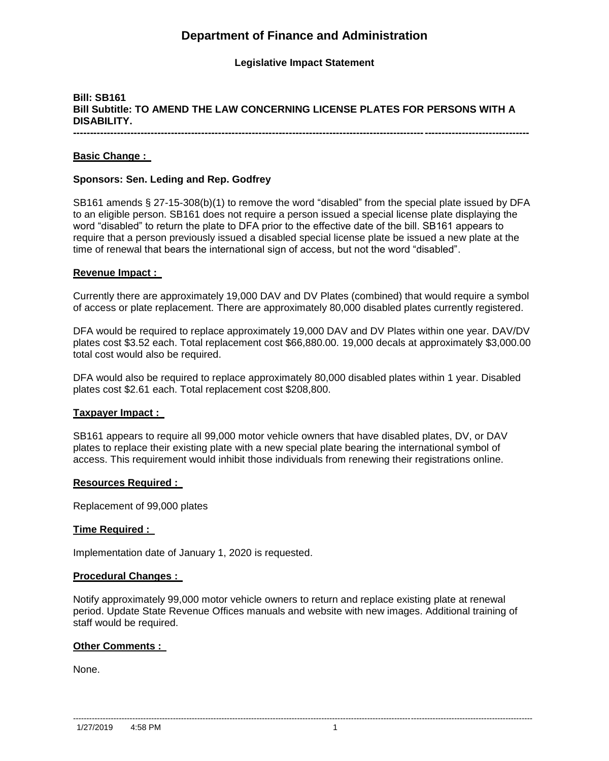# Department of Finance and Administration

**Legislative Impact Statement**

**Bill: SB161**
**Bill Subtitle: TO AMEND THE LAW CONCERNING LICENSE PLATES FOR PERSONS WITH A DISABILITY.**

---

**Basic Change :**

**Sponsors: Sen. Leding and Rep. Godfrey**

SB161 amends § 27-15-308(b)(1) to remove the word "disabled" from the special plate issued by DFA to an eligible person. SB161 does not require a person issued a special license plate displaying the word "disabled" to return the plate to DFA prior to the effective date of the bill. SB161 appears to require that a person previously issued a disabled special license plate be issued a new plate at the time of renewal that bears the international sign of access, but not the word "disabled".

**Revenue Impact :**

Currently there are approximately 19,000 DAV and DV Plates (combined) that would require a symbol of access or plate replacement. There are approximately 80,000 disabled plates currently registered.

DFA would be required to replace approximately 19,000 DAV and DV Plates within one year. DAV/DV plates cost $3.52 each. Total replacement cost $66,880.00. 19,000 decals at approximately $3,000.00 total cost would also be required.

DFA would also be required to replace approximately 80,000 disabled plates within 1 year. Disabled plates cost $2.61 each. Total replacement cost $208,800.

**Taxpayer Impact :**

SB161 appears to require all 99,000 motor vehicle owners that have disabled plates, DV, or DAV plates to replace their existing plate with a new special plate bearing the international symbol of access. This requirement would inhibit those individuals from renewing their registrations online.

**Resources Required :**

Replacement of 99,000 plates

**Time Required :**

Implementation date of January 1, 2020 is requested.

**Procedural Changes :**

Notify approximately 99,000 motor vehicle owners to return and replace existing plate at renewal period. Update State Revenue Offices manuals and website with new images. Additional training of staff would be required.

**Other Comments :**

None.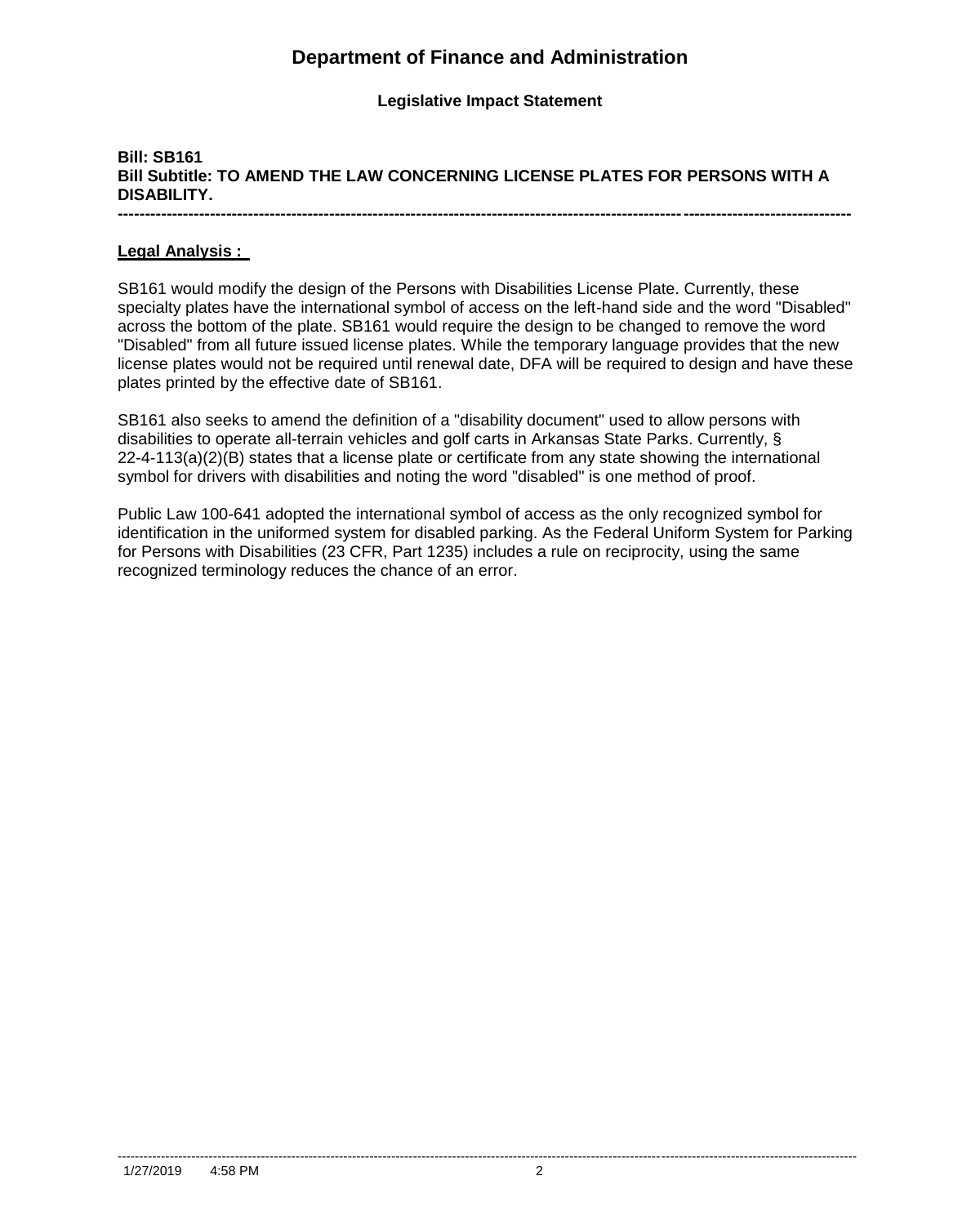# Department of Finance and Administration

**Legislative Impact Statement**

**Bill: SB161**
**Bill Subtitle: TO AMEND THE LAW CONCERNING LICENSE PLATES FOR PERSONS WITH A DISABILITY.**

---

**Legal Analysis :**

SB161 would modify the design of the Persons with Disabilities License Plate. Currently, these specialty plates have the international symbol of access on the left-hand side and the word "Disabled" across the bottom of the plate. SB161 would require the design to be changed to remove the word "Disabled" from all future issued license plates. While the temporary language provides that the new license plates would not be required until renewal date, DFA will be required to design and have these plates printed by the effective date of SB161.

SB161 also seeks to amend the definition of a "disability document" used to allow persons with disabilities to operate all-terrain vehicles and golf carts in Arkansas State Parks. Currently, § 22-4-113(a)(2)(B) states that a license plate or certificate from any state showing the international symbol for drivers with disabilities and noting the word "disabled" is one method of proof.

Public Law 100-641 adopted the international symbol of access as the only recognized symbol for identification in the uniformed system for disabled parking. As the Federal Uniform System for Parking for Persons with Disabilities (23 CFR, Part 1235) includes a rule on reciprocity, using the same recognized terminology reduces the chance of an error.